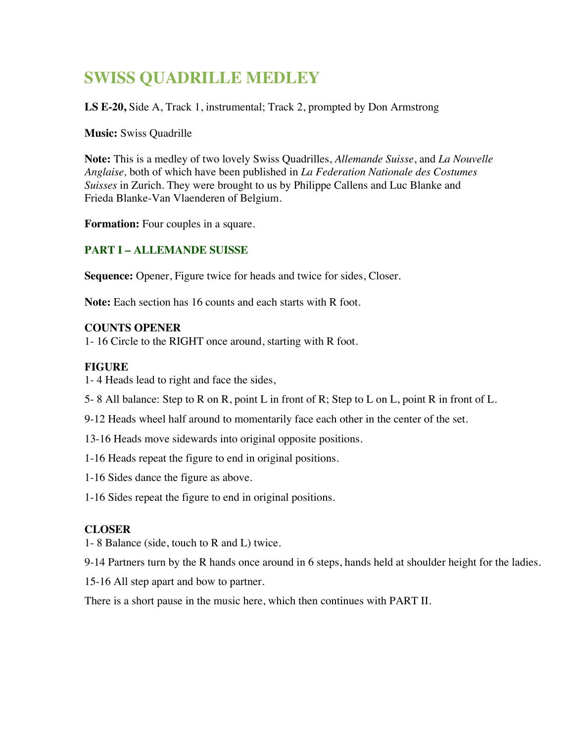# SWISS QUADRILLE MEDLEY

**LS E-20,** Side A, Track 1, instrumental; Track 2, prompted by Don Armstrong

**Music:** Swiss Quadrille

**Note:** This is a medley of two lovely Swiss Quadrilles, *Allemande Suisse*, and *La Nouvelle Anglaise,* both of which have been published in *La Federation Nationale des Costumes Suisses* in Zurich. They were brought to us by Philippe Callens and Luc Blanke and Frieda Blanke-Van Vlaenderen of Belgium.

**Formation:** Four couples in a square.

## PART I – ALLEMANDE SUISSE

**Sequence:** Opener, Figure twice for heads and twice for sides, Closer.

**Note:** Each section has 16 counts and each starts with R foot.

**COUNTS OPENER**

1- 16 Circle to the RIGHT once around, starting with R foot.

**FIGURE**

1- 4 Heads lead to right and face the sides,

5- 8 All balance: Step to R on R, point L in front of R; Step to L on L, point R in front of L.

9-12 Heads wheel half around to momentarily face each other in the center of the set.

13-16 Heads move sidewards into original opposite positions.

1-16 Heads repeat the figure to end in original positions.

1-16 Sides dance the figure as above.

1-16 Sides repeat the figure to end in original positions.

**CLOSER**

1- 8 Balance (side, touch to R and L) twice.

9-14 Partners turn by the R hands once around in 6 steps, hands held at shoulder height for the ladies.

15-16 All step apart and bow to partner.

There is a short pause in the music here, which then continues with PART II.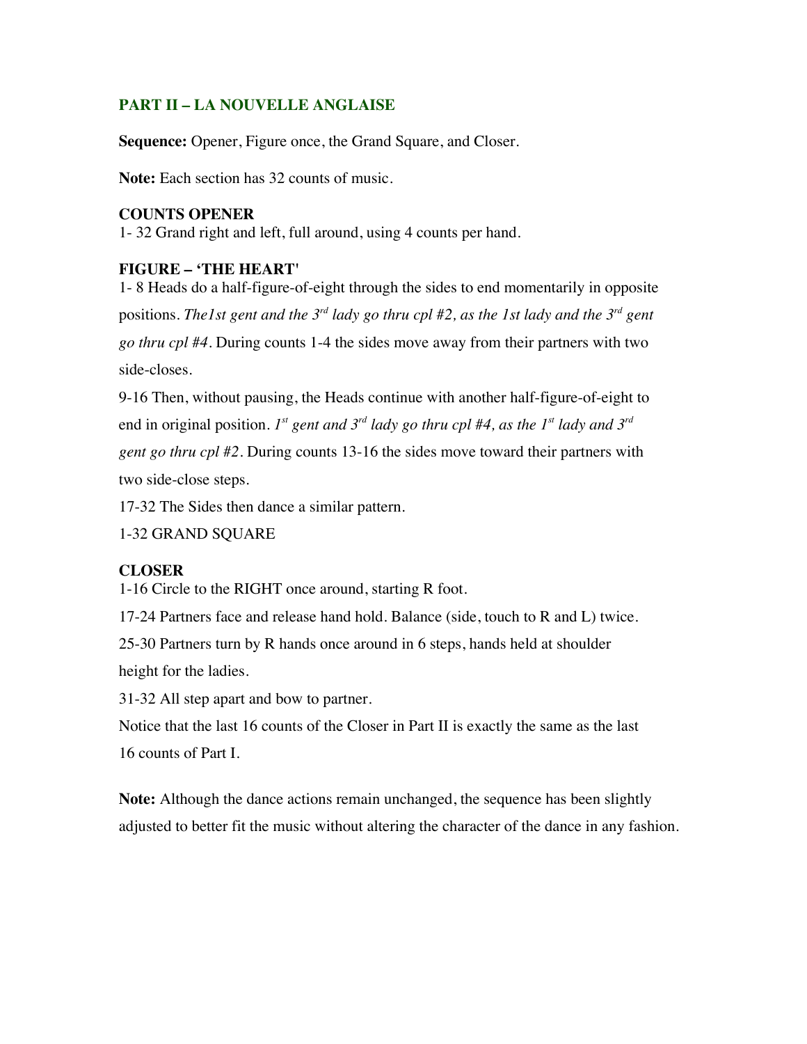## PART II – LA NOUVELLE ANGLAISE

**Sequence:** Opener, Figure once, the Grand Square, and Closer.

**Note:** Each section has 32 counts of music.

### COUNTS OPENER

1- 32 Grand right and left, full around, using 4 counts per hand.

### FIGURE – 'THE HEART'

1- 8 Heads do a half-figure-of-eight through the sides to end momentarily in opposite positions. *The1st gent and the 3rd lady go thru cpl #2, as the 1st lady and the 3rd gent go thru cpl #4.* During counts 1-4 the sides move away from their partners with two side-closes.

9-16 Then, without pausing, the Heads continue with another half-figure-of-eight to end in original position. *1st gent and 3rd lady go thru cpl #4, as the 1st lady and 3rd gent go thru cpl #2.* During counts 13-16 the sides move toward their partners with two side-close steps.

17-32 The Sides then dance a similar pattern.

1-32 GRAND SQUARE

### CLOSER

1-16 Circle to the RIGHT once around, starting R foot.

17-24 Partners face and release hand hold. Balance (side, touch to R and L) twice.

25-30 Partners turn by R hands once around in 6 steps, hands held at shoulder height for the ladies.

31-32 All step apart and bow to partner.

Notice that the last 16 counts of the Closer in Part II is exactly the same as the last 16 counts of Part I.

**Note:** Although the dance actions remain unchanged, the sequence has been slightly adjusted to better fit the music without altering the character of the dance in any fashion.